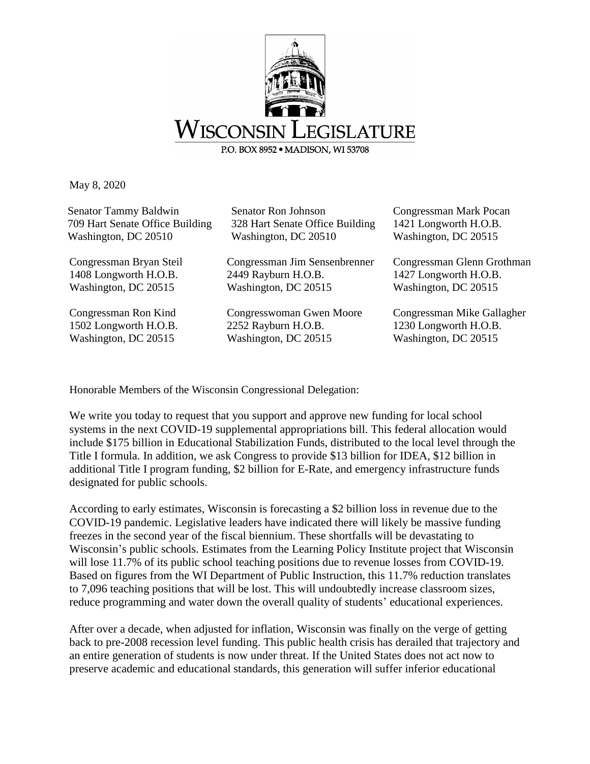# WISCONSIN LEGISLATURE

P.O. BOX 8952 • MADISON, WI 53708

May 8, 2020

Senator Tammy Baldwin
709 Hart Senate Office Building
Washington, DC 20510

Senator Ron Johnson
328 Hart Senate Office Building
Washington, DC 20510

Congressman Mark Pocan
1421 Longworth H.O.B.
Washington, DC 20515

Congressman Bryan Steil
1408 Longworth H.O.B.
Washington, DC 20515

Congressman Jim Sensenbrenner
2449 Rayburn H.O.B.
Washington, DC 20515

Congressman Glenn Grothman
1427 Longworth H.O.B.
Washington, DC 20515

Congressman Ron Kind
1502 Longworth H.O.B.
Washington, DC 20515

Congresswoman Gwen Moore
2252 Rayburn H.O.B.
Washington, DC 20515

Congressman Mike Gallagher
1230 Longworth H.O.B.
Washington, DC 20515

Honorable Members of the Wisconsin Congressional Delegation:

We write you today to request that you support and approve new funding for local school systems in the next COVID-19 supplemental appropriations bill. This federal allocation would include $175 billion in Educational Stabilization Funds, distributed to the local level through the Title I formula. In addition, we ask Congress to provide $13 billion for IDEA, $12 billion in additional Title I program funding, $2 billion for E-Rate, and emergency infrastructure funds designated for public schools.

According to early estimates, Wisconsin is forecasting a $2 billion loss in revenue due to the COVID-19 pandemic. Legislative leaders have indicated there will likely be massive funding freezes in the second year of the fiscal biennium. These shortfalls will be devastating to Wisconsin's public schools. Estimates from the Learning Policy Institute project that Wisconsin will lose 11.7% of its public school teaching positions due to revenue losses from COVID-19. Based on figures from the WI Department of Public Instruction, this 11.7% reduction translates to 7,096 teaching positions that will be lost. This will undoubtedly increase classroom sizes, reduce programming and water down the overall quality of students' educational experiences.

After over a decade, when adjusted for inflation, Wisconsin was finally on the verge of getting back to pre-2008 recession level funding. This public health crisis has derailed that trajectory and an entire generation of students is now under threat. If the United States does not act now to preserve academic and educational standards, this generation will suffer inferior educational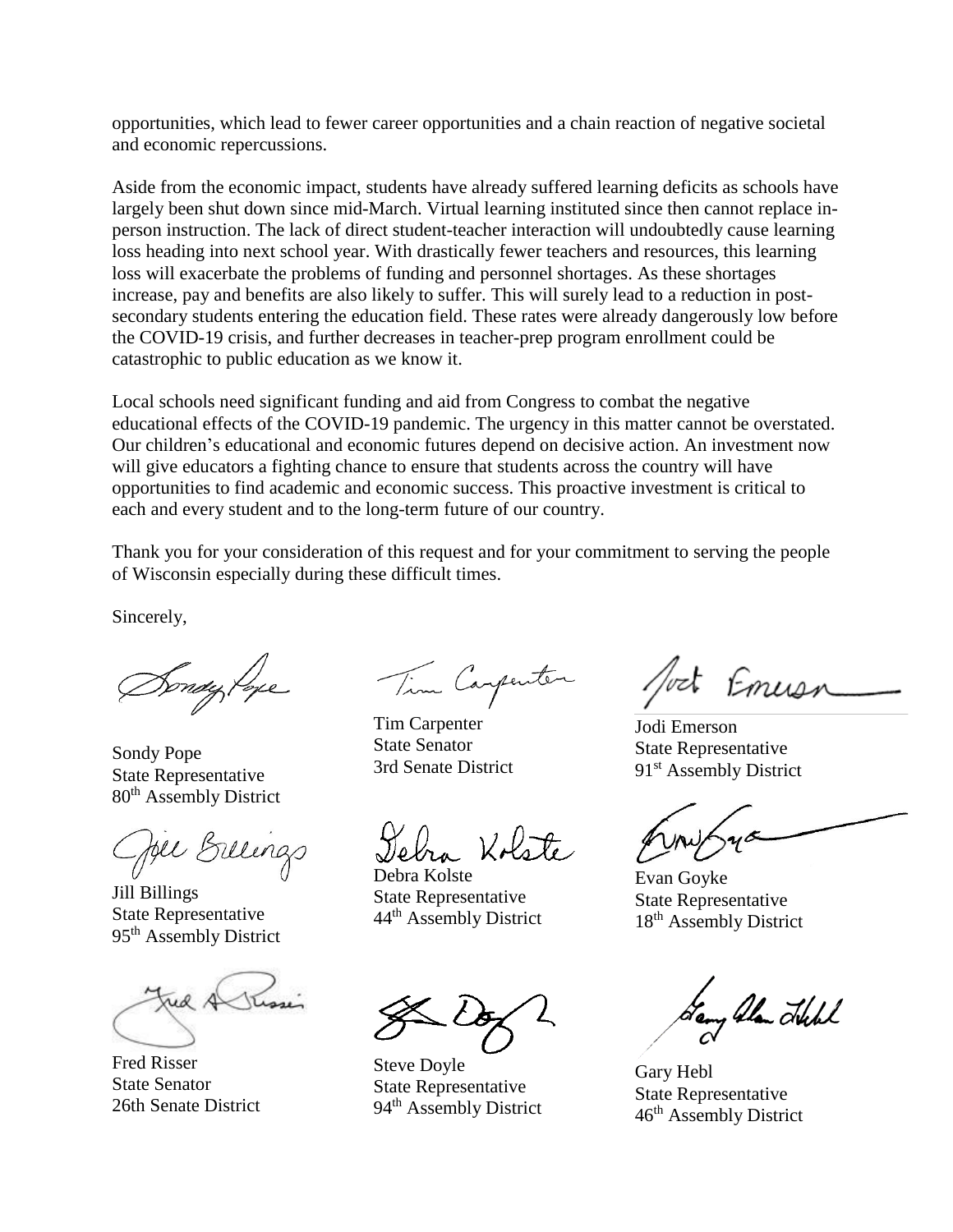opportunities, which lead to fewer career opportunities and a chain reaction of negative societal and economic repercussions.

Aside from the economic impact, students have already suffered learning deficits as schools have largely been shut down since mid-March. Virtual learning instituted since then cannot replace in-person instruction. The lack of direct student-teacher interaction will undoubtedly cause learning loss heading into next school year. With drastically fewer teachers and resources, this learning loss will exacerbate the problems of funding and personnel shortages. As these shortages increase, pay and benefits are also likely to suffer. This will surely lead to a reduction in post-secondary students entering the education field. These rates were already dangerously low before the COVID-19 crisis, and further decreases in teacher-prep program enrollment could be catastrophic to public education as we know it.

Local schools need significant funding and aid from Congress to combat the negative educational effects of the COVID-19 pandemic. The urgency in this matter cannot be overstated. Our children's educational and economic futures depend on decisive action. An investment now will give educators a fighting chance to ensure that students across the country will have opportunities to find academic and economic success. This proactive investment is critical to each and every student and to the long-term future of our country.

Thank you for your consideration of this request and for your commitment to serving the people of Wisconsin especially during these difficult times.

Sincerely,

Sondy Pope
State Representative
80th Assembly District

Tim Carpenter
State Senator
3rd Senate District

Jodi Emerson
State Representative
91st Assembly District

Jill Billings
State Representative
95th Assembly District

Debra Kolste
State Representative
44th Assembly District

Evan Goyke
State Representative
18th Assembly District

Fred Risser
State Senator
26th Senate District

Steve Doyle
State Representative
94th Assembly District

Gary Hebl
State Representative
46th Assembly District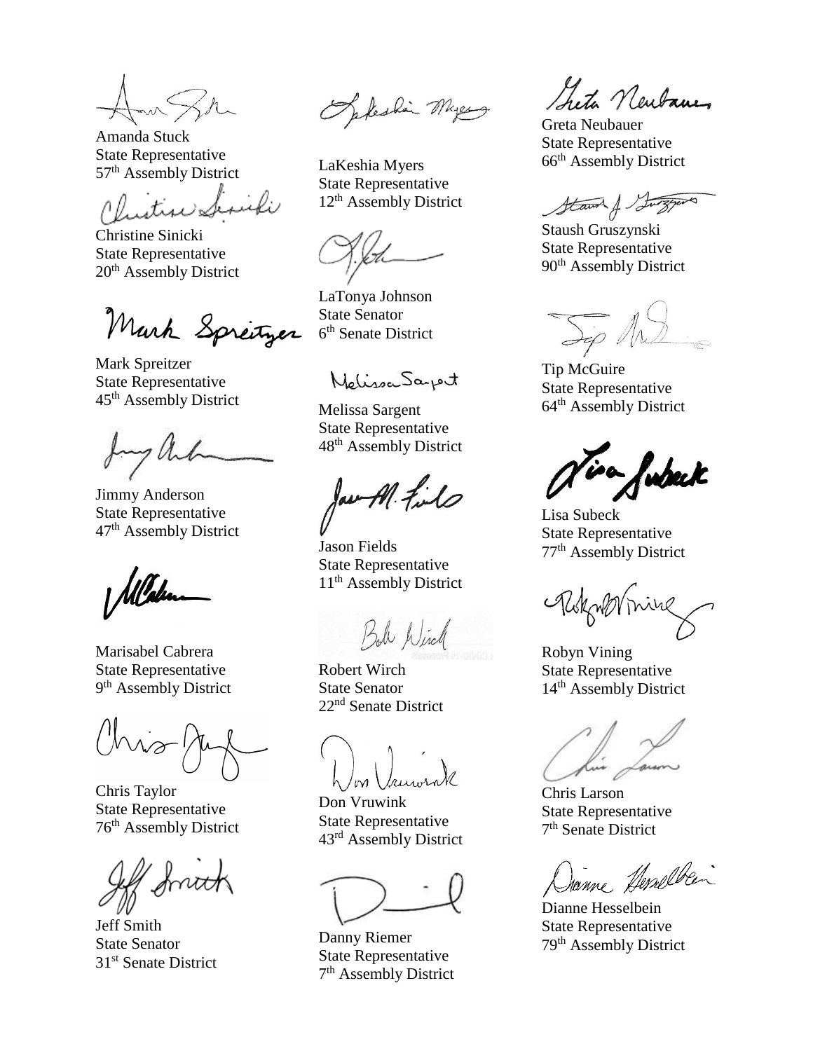Amanda Stuck
State Representative
57th Assembly District

Christine Sinicki
State Representative
20th Assembly District

Mark Spreitzer
State Representative
45th Assembly District

Jimmy Anderson
State Representative
47th Assembly District

Marisabel Cabrera
State Representative
9th Assembly District

Chris Taylor
State Representative
76th Assembly District

Jeff Smith
State Senator
31st Senate District

LaKeshia Myers
State Representative
12th Assembly District

LaTonya Johnson
State Senator
6th Senate District

Melissa Sargent
State Representative
48th Assembly District

Jason Fields
State Representative
11th Assembly District

Robert Wirch
State Senator
22nd Senate District

Don Vruwink
State Representative
43rd Assembly District

Danny Riemer
State Representative
7th Assembly District

Greta Neubauer
State Representative
66th Assembly District

Staush Gruszynski
State Representative
90th Assembly District

Tip McGuire
State Representative
64th Assembly District

Lisa Subeck
State Representative
77th Assembly District

Robyn Vining
State Representative
14th Assembly District

Chris Larson
State Representative
7th Senate District

Dianne Hesselbein
State Representative
79th Assembly District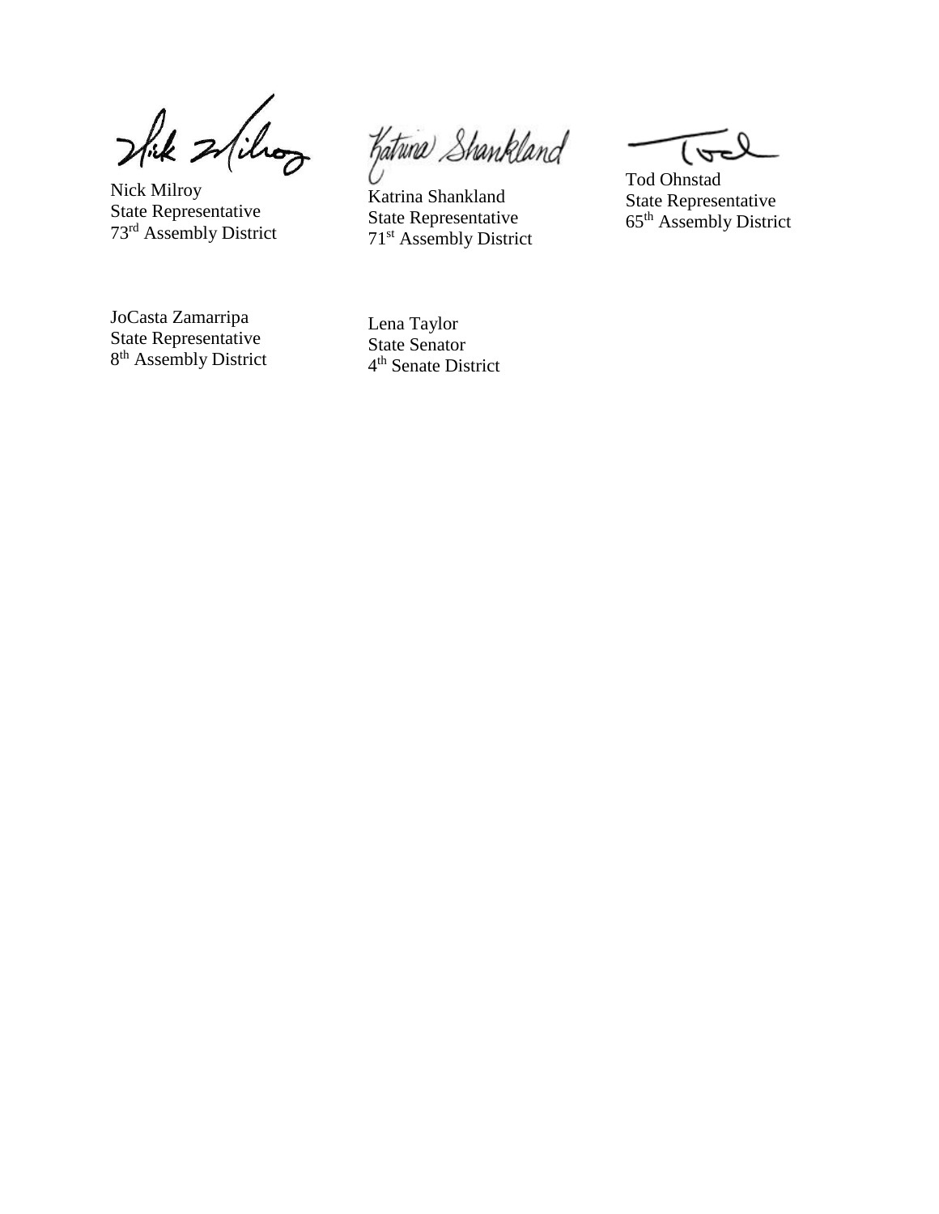Nick Milroy
State Representative
73rd Assembly District

Katrina Shankland
State Representative
71st Assembly District

Tod Ohnstad
State Representative
65th Assembly District

JoCasta Zamarripa
State Representative
8th Assembly District

Lena Taylor
State Senator
4th Senate District